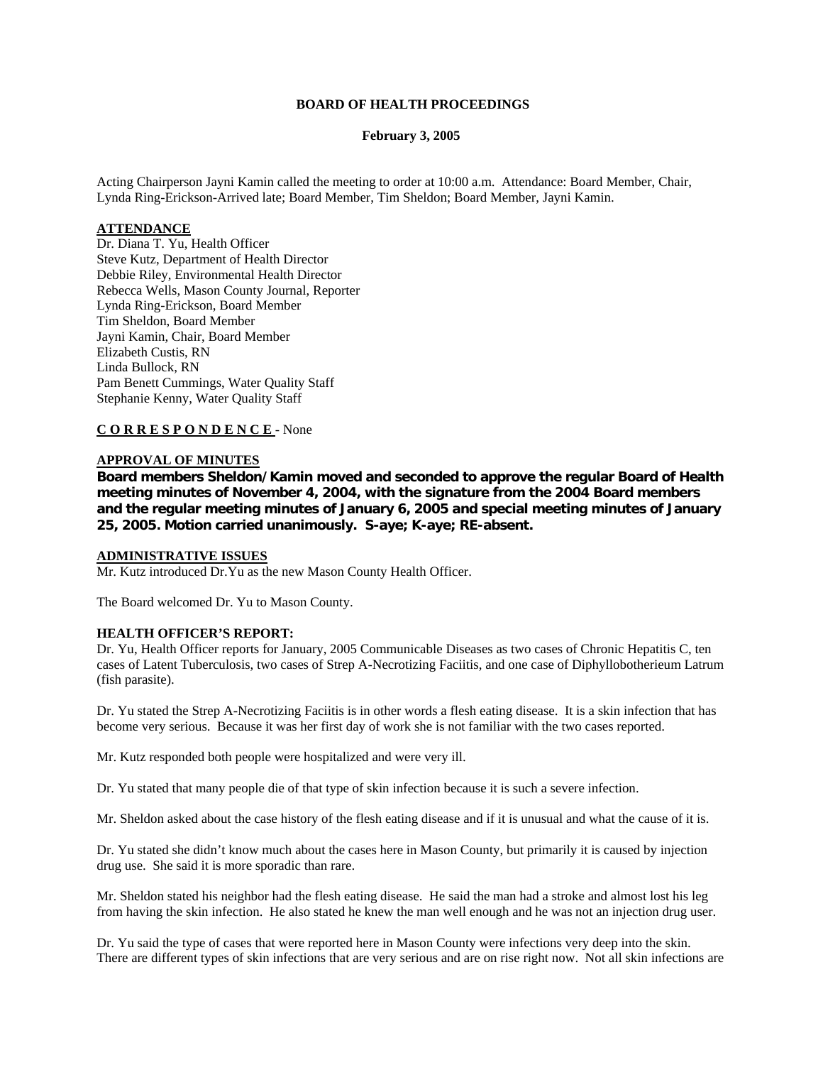**BOARD OF HEALTH PROCEEDINGS**

**February 3, 2005**

Acting Chairperson Jayni Kamin called the meeting to order at 10:00 a.m. Attendance: Board Member, Chair, Lynda Ring-Erickson-Arrived late; Board Member, Tim Sheldon; Board Member, Jayni Kamin.

**ATTENDANCE**

Dr. Diana T. Yu, Health Officer
Steve Kutz, Department of Health Director
Debbie Riley, Environmental Health Director
Rebecca Wells, Mason County Journal, Reporter
Lynda Ring-Erickson, Board Member
Tim Sheldon, Board Member
Jayni Kamin, Chair, Board Member
Elizabeth Custis, RN
Linda Bullock, RN
Pam Benett Cummings, Water Quality Staff
Stephanie Kenny, Water Quality Staff

**C O R R E S P O N D E N C E** - None

**APPROVAL OF MINUTES**

**Board members Sheldon/Kamin moved and seconded to approve the regular Board of Health meeting minutes of November 4, 2004, with the signature from the 2004 Board members and the regular meeting minutes of January 6, 2005 and special meeting minutes of January 25, 2005. Motion carried unanimously. S-aye; K-aye; RE-absent.**

**ADMINISTRATIVE ISSUES**

Mr. Kutz introduced Dr.Yu as the new Mason County Health Officer.

The Board welcomed Dr. Yu to Mason County.

**HEALTH OFFICER'S REPORT:**

Dr. Yu, Health Officer reports for January, 2005 Communicable Diseases as two cases of Chronic Hepatitis C, ten cases of Latent Tuberculosis, two cases of Strep A-Necrotizing Faciitis, and one case of Diphyllobotherieum Latrum (fish parasite).

Dr. Yu stated the Strep A-Necrotizing Faciitis is in other words a flesh eating disease. It is a skin infection that has become very serious. Because it was her first day of work she is not familiar with the two cases reported.

Mr. Kutz responded both people were hospitalized and were very ill.

Dr. Yu stated that many people die of that type of skin infection because it is such a severe infection.

Mr. Sheldon asked about the case history of the flesh eating disease and if it is unusual and what the cause of it is.

Dr. Yu stated she didn't know much about the cases here in Mason County, but primarily it is caused by injection drug use. She said it is more sporadic than rare.

Mr. Sheldon stated his neighbor had the flesh eating disease. He said the man had a stroke and almost lost his leg from having the skin infection. He also stated he knew the man well enough and he was not an injection drug user.

Dr. Yu said the type of cases that were reported here in Mason County were infections very deep into the skin. There are different types of skin infections that are very serious and are on rise right now. Not all skin infections are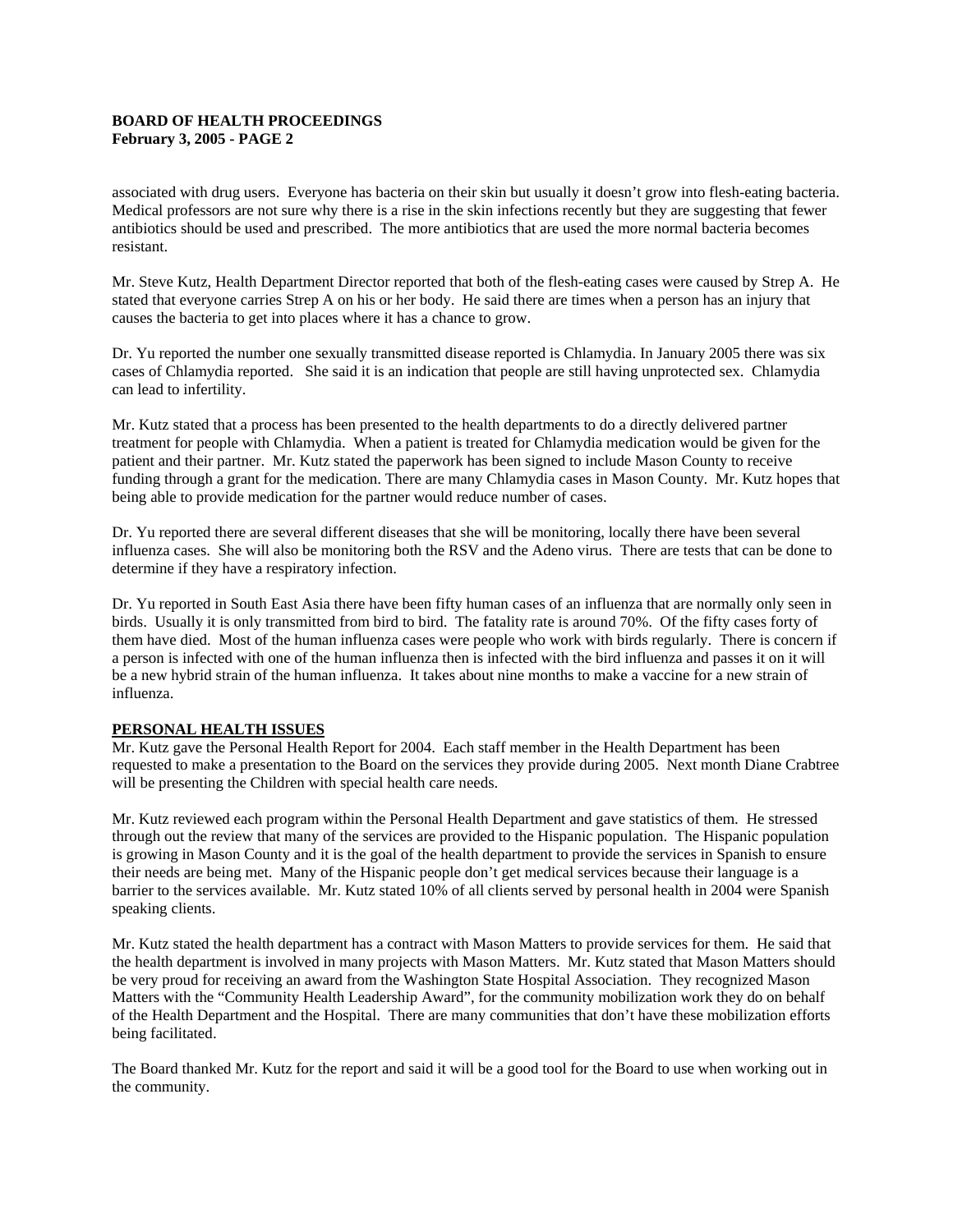associated with drug users. Everyone has bacteria on their skin but usually it doesn't grow into flesh-eating bacteria. Medical professors are not sure why there is a rise in the skin infections recently but they are suggesting that fewer antibiotics should be used and prescribed. The more antibiotics that are used the more normal bacteria becomes resistant.

Mr. Steve Kutz, Health Department Director reported that both of the flesh-eating cases were caused by Strep A. He stated that everyone carries Strep A on his or her body. He said there are times when a person has an injury that causes the bacteria to get into places where it has a chance to grow.

Dr. Yu reported the number one sexually transmitted disease reported is Chlamydia. In January 2005 there was six cases of Chlamydia reported. She said it is an indication that people are still having unprotected sex. Chlamydia can lead to infertility.

Mr. Kutz stated that a process has been presented to the health departments to do a directly delivered partner treatment for people with Chlamydia. When a patient is treated for Chlamydia medication would be given for the patient and their partner. Mr. Kutz stated the paperwork has been signed to include Mason County to receive funding through a grant for the medication. There are many Chlamydia cases in Mason County. Mr. Kutz hopes that being able to provide medication for the partner would reduce number of cases.

Dr. Yu reported there are several different diseases that she will be monitoring, locally there have been several influenza cases. She will also be monitoring both the RSV and the Adeno virus. There are tests that can be done to determine if they have a respiratory infection.

Dr. Yu reported in South East Asia there have been fifty human cases of an influenza that are normally only seen in birds. Usually it is only transmitted from bird to bird. The fatality rate is around 70%. Of the fifty cases forty of them have died. Most of the human influenza cases were people who work with birds regularly. There is concern if a person is infected with one of the human influenza then is infected with the bird influenza and passes it on it will be a new hybrid strain of the human influenza. It takes about nine months to make a vaccine for a new strain of influenza.

## PERSONAL HEALTH ISSUES

Mr. Kutz gave the Personal Health Report for 2004. Each staff member in the Health Department has been requested to make a presentation to the Board on the services they provide during 2005. Next month Diane Crabtree will be presenting the Children with special health care needs.

Mr. Kutz reviewed each program within the Personal Health Department and gave statistics of them. He stressed through out the review that many of the services are provided to the Hispanic population. The Hispanic population is growing in Mason County and it is the goal of the health department to provide the services in Spanish to ensure their needs are being met. Many of the Hispanic people don't get medical services because their language is a barrier to the services available. Mr. Kutz stated 10% of all clients served by personal health in 2004 were Spanish speaking clients.

Mr. Kutz stated the health department has a contract with Mason Matters to provide services for them. He said that the health department is involved in many projects with Mason Matters. Mr. Kutz stated that Mason Matters should be very proud for receiving an award from the Washington State Hospital Association. They recognized Mason Matters with the "Community Health Leadership Award", for the community mobilization work they do on behalf of the Health Department and the Hospital. There are many communities that don't have these mobilization efforts being facilitated.

The Board thanked Mr. Kutz for the report and said it will be a good tool for the Board to use when working out in the community.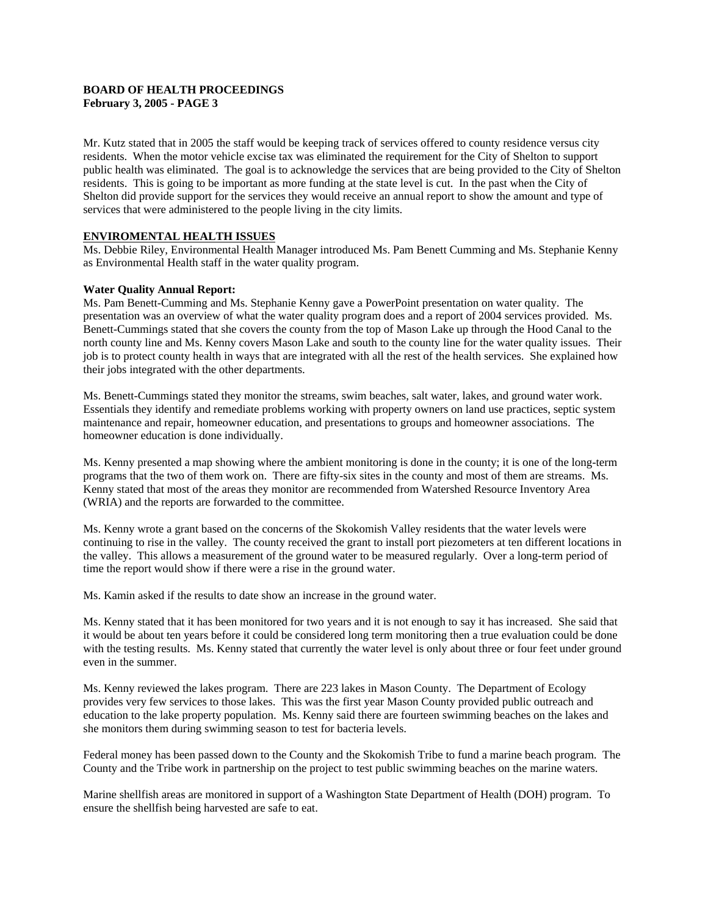Mr. Kutz stated that in 2005 the staff would be keeping track of services offered to county residence versus city residents. When the motor vehicle excise tax was eliminated the requirement for the City of Shelton to support public health was eliminated. The goal is to acknowledge the services that are being provided to the City of Shelton residents. This is going to be important as more funding at the state level is cut. In the past when the City of Shelton did provide support for the services they would receive an annual report to show the amount and type of services that were administered to the people living in the city limits.

## ENVIROMENTAL HEALTH ISSUES

Ms. Debbie Riley, Environmental Health Manager introduced Ms. Pam Benett Cumming and Ms. Stephanie Kenny as Environmental Health staff in the water quality program.

### Water Quality Annual Report:

Ms. Pam Benett-Cumming and Ms. Stephanie Kenny gave a PowerPoint presentation on water quality. The presentation was an overview of what the water quality program does and a report of 2004 services provided. Ms. Benett-Cummings stated that she covers the county from the top of Mason Lake up through the Hood Canal to the north county line and Ms. Kenny covers Mason Lake and south to the county line for the water quality issues. Their job is to protect county health in ways that are integrated with all the rest of the health services. She explained how their jobs integrated with the other departments.

Ms. Benett-Cummings stated they monitor the streams, swim beaches, salt water, lakes, and ground water work. Essentials they identify and remediate problems working with property owners on land use practices, septic system maintenance and repair, homeowner education, and presentations to groups and homeowner associations. The homeowner education is done individually.

Ms. Kenny presented a map showing where the ambient monitoring is done in the county; it is one of the long-term programs that the two of them work on. There are fifty-six sites in the county and most of them are streams. Ms. Kenny stated that most of the areas they monitor are recommended from Watershed Resource Inventory Area (WRIA) and the reports are forwarded to the committee.

Ms. Kenny wrote a grant based on the concerns of the Skokomish Valley residents that the water levels were continuing to rise in the valley. The county received the grant to install port piezometers at ten different locations in the valley. This allows a measurement of the ground water to be measured regularly. Over a long-term period of time the report would show if there were a rise in the ground water.

Ms. Kamin asked if the results to date show an increase in the ground water.

Ms. Kenny stated that it has been monitored for two years and it is not enough to say it has increased. She said that it would be about ten years before it could be considered long term monitoring then a true evaluation could be done with the testing results. Ms. Kenny stated that currently the water level is only about three or four feet under ground even in the summer.

Ms. Kenny reviewed the lakes program. There are 223 lakes in Mason County. The Department of Ecology provides very few services to those lakes. This was the first year Mason County provided public outreach and education to the lake property population. Ms. Kenny said there are fourteen swimming beaches on the lakes and she monitors them during swimming season to test for bacteria levels.

Federal money has been passed down to the County and the Skokomish Tribe to fund a marine beach program. The County and the Tribe work in partnership on the project to test public swimming beaches on the marine waters.

Marine shellfish areas are monitored in support of a Washington State Department of Health (DOH) program. To ensure the shellfish being harvested are safe to eat.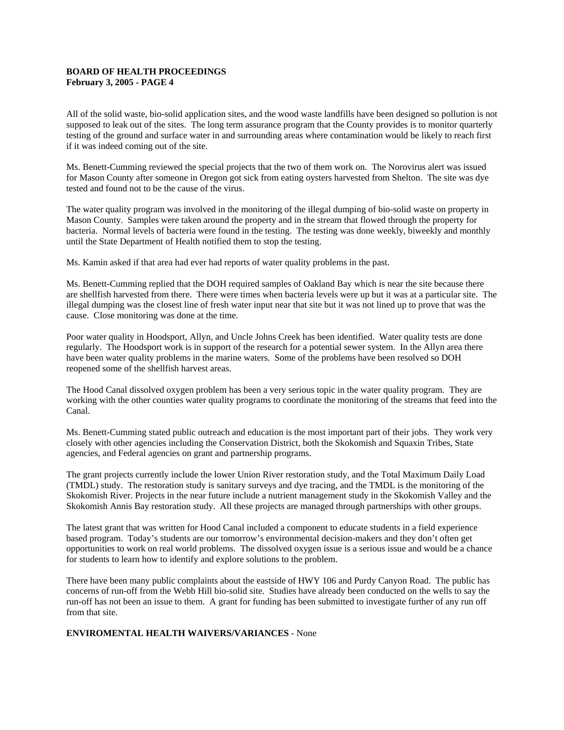All of the solid waste, bio-solid application sites, and the wood waste landfills have been designed so pollution is not supposed to leak out of the sites. The long term assurance program that the County provides is to monitor quarterly testing of the ground and surface water in and surrounding areas where contamination would be likely to reach first if it was indeed coming out of the site.

Ms. Benett-Cumming reviewed the special projects that the two of them work on. The Norovirus alert was issued for Mason County after someone in Oregon got sick from eating oysters harvested from Shelton. The site was dye tested and found not to be the cause of the virus.

The water quality program was involved in the monitoring of the illegal dumping of bio-solid waste on property in Mason County. Samples were taken around the property and in the stream that flowed through the property for bacteria. Normal levels of bacteria were found in the testing. The testing was done weekly, biweekly and monthly until the State Department of Health notified them to stop the testing.

Ms. Kamin asked if that area had ever had reports of water quality problems in the past.

Ms. Benett-Cumming replied that the DOH required samples of Oakland Bay which is near the site because there are shellfish harvested from there. There were times when bacteria levels were up but it was at a particular site. The illegal dumping was the closest line of fresh water input near that site but it was not lined up to prove that was the cause. Close monitoring was done at the time.

Poor water quality in Hoodsport, Allyn, and Uncle Johns Creek has been identified. Water quality tests are done regularly. The Hoodsport work is in support of the research for a potential sewer system. In the Allyn area there have been water quality problems in the marine waters. Some of the problems have been resolved so DOH reopened some of the shellfish harvest areas.

The Hood Canal dissolved oxygen problem has been a very serious topic in the water quality program. They are working with the other counties water quality programs to coordinate the monitoring of the streams that feed into the Canal.

Ms. Benett-Cumming stated public outreach and education is the most important part of their jobs. They work very closely with other agencies including the Conservation District, both the Skokomish and Squaxin Tribes, State agencies, and Federal agencies on grant and partnership programs.

The grant projects currently include the lower Union River restoration study, and the Total Maximum Daily Load (TMDL) study. The restoration study is sanitary surveys and dye tracing, and the TMDL is the monitoring of the Skokomish River. Projects in the near future include a nutrient management study in the Skokomish Valley and the Skokomish Annis Bay restoration study. All these projects are managed through partnerships with other groups.

The latest grant that was written for Hood Canal included a component to educate students in a field experience based program. Today's students are our tomorrow's environmental decision-makers and they don't often get opportunities to work on real world problems. The dissolved oxygen issue is a serious issue and would be a chance for students to learn how to identify and explore solutions to the problem.

There have been many public complaints about the eastside of HWY 106 and Purdy Canyon Road. The public has concerns of run-off from the Webb Hill bio-solid site. Studies have already been conducted on the wells to say the run-off has not been an issue to them. A grant for funding has been submitted to investigate further of any run off from that site.

**ENVIROMENTAL HEALTH WAIVERS/VARIANCES** - None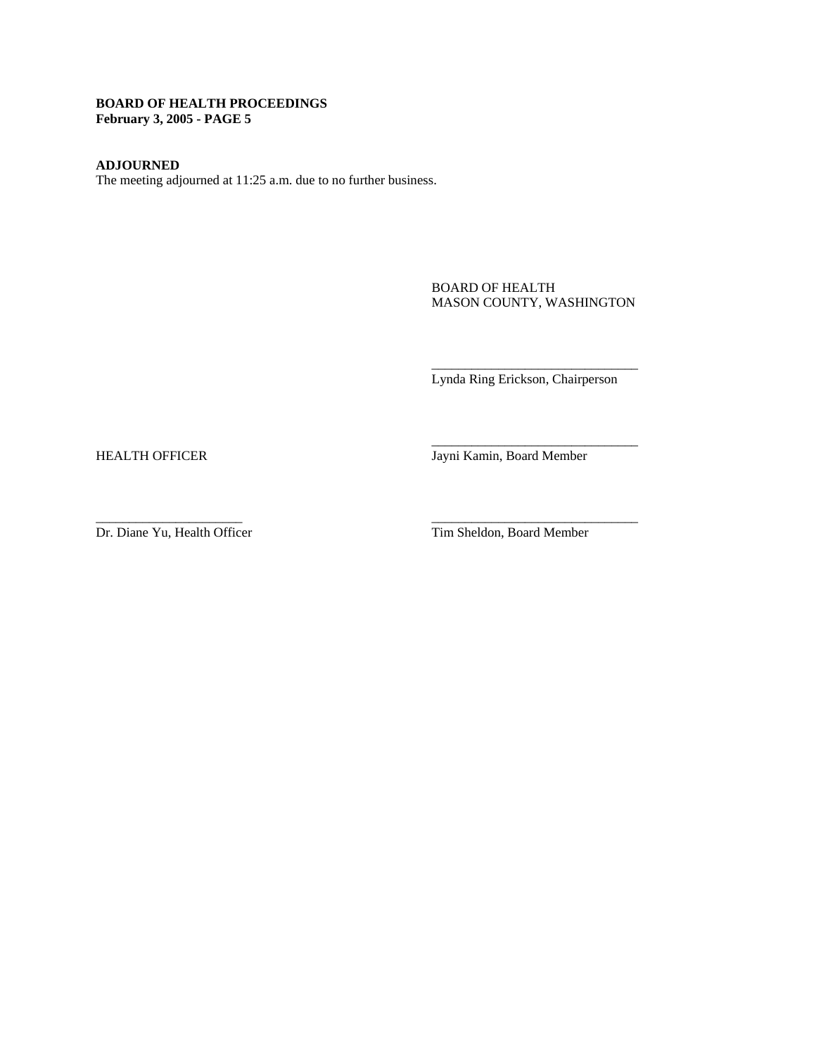**BOARD OF HEALTH PROCEEDINGS**
**February 3, 2005 - PAGE 5**

**ADJOURNED**
The meeting adjourned at 11:25 a.m. due to no further business.

BOARD OF HEALTH
MASON COUNTY, WASHINGTON

\_\_\_\_\_\_\_\_\_\_\_\_\_\_\_\_\_\_\_\_\_\_\_\_\_\_\_\_\_\_\_
Lynda Ring Erickson, Chairperson

HEALTH OFFICER

\_\_\_\_\_\_\_\_\_\_\_\_\_\_\_\_\_\_\_\_\_\_\_\_\_\_\_\_\_\_\_
Jayni Kamin, Board Member

\_\_\_\_\_\_\_\_\_\_\_\_\_\_\_\_\_\_\_\_\_\_
Dr. Diane Yu, Health Officer

\_\_\_\_\_\_\_\_\_\_\_\_\_\_\_\_\_\_\_\_\_\_\_\_\_\_\_\_\_\_\_
Tim Sheldon, Board Member